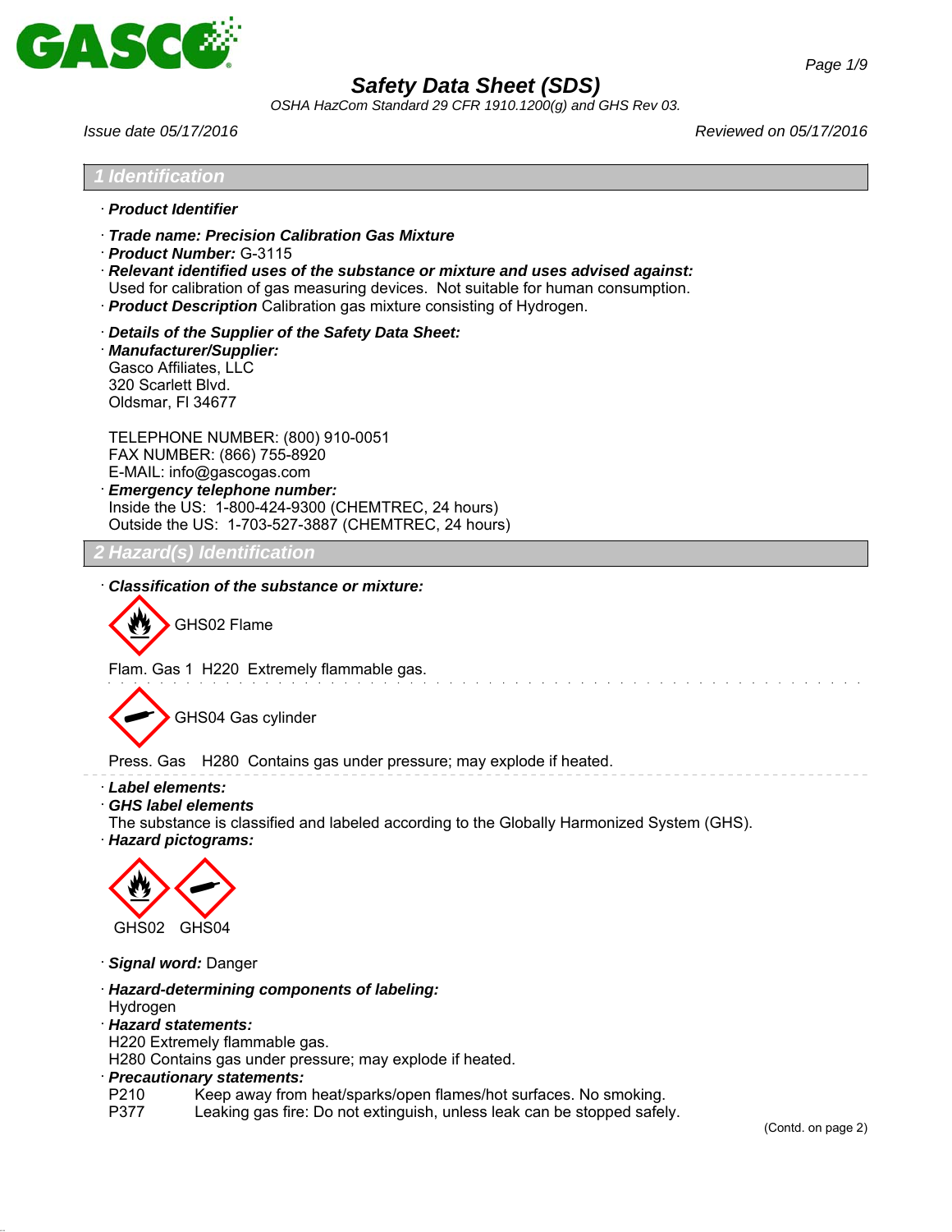# Safety Data Sheet (SDS)

*OSHA HazCom Standard 29 CFR 1910.1200(g) and GHS Rev 03.*

*Issue date 05/17/2016* *Reviewed on 05/17/2016*

## 1 Identification

· ***Product Identifier***

· ***Trade name: Precision Calibration Gas Mixture***
· ***Product Number:*** G-3115
· ***Relevant identified uses of the substance or mixture and uses advised against:***
Used for calibration of gas measuring devices. Not suitable for human consumption.
· ***Product Description*** Calibration gas mixture consisting of Hydrogen.

· ***Details of the Supplier of the Safety Data Sheet:***
· ***Manufacturer/Supplier:***
Gasco Affiliates, LLC
320 Scarlett Blvd.
Oldsmar, Fl 34677

TELEPHONE NUMBER: (800) 910-0051
FAX NUMBER: (866) 755-8920
E-MAIL: info@gascogas.com
· ***Emergency telephone number:***
Inside the US: 1-800-424-9300 (CHEMTREC, 24 hours)
Outside the US: 1-703-527-3887 (CHEMTREC, 24 hours)

## 2 Hazard(s) Identification

· ***Classification of the substance or mixture:***

GHS02 Flame

Flam. Gas 1 H220 Extremely flammable gas.

GHS04 Gas cylinder

Press. Gas H280 Contains gas under pressure; may explode if heated.

· ***Label elements:***
· ***GHS label elements***
The substance is classified and labeled according to the Globally Harmonized System (GHS).
· ***Hazard pictograms:***

GHS02 GHS04

· ***Signal word:*** Danger

· ***Hazard-determining components of labeling:***
Hydrogen
· ***Hazard statements:***
H220 Extremely flammable gas.
H280 Contains gas under pressure; may explode if heated.
· ***Precautionary statements:***
P210 Keep away from heat/sparks/open flames/hot surfaces. No smoking.
P377 Leaking gas fire: Do not extinguish, unless leak can be stopped safely.

(Contd. on page 2)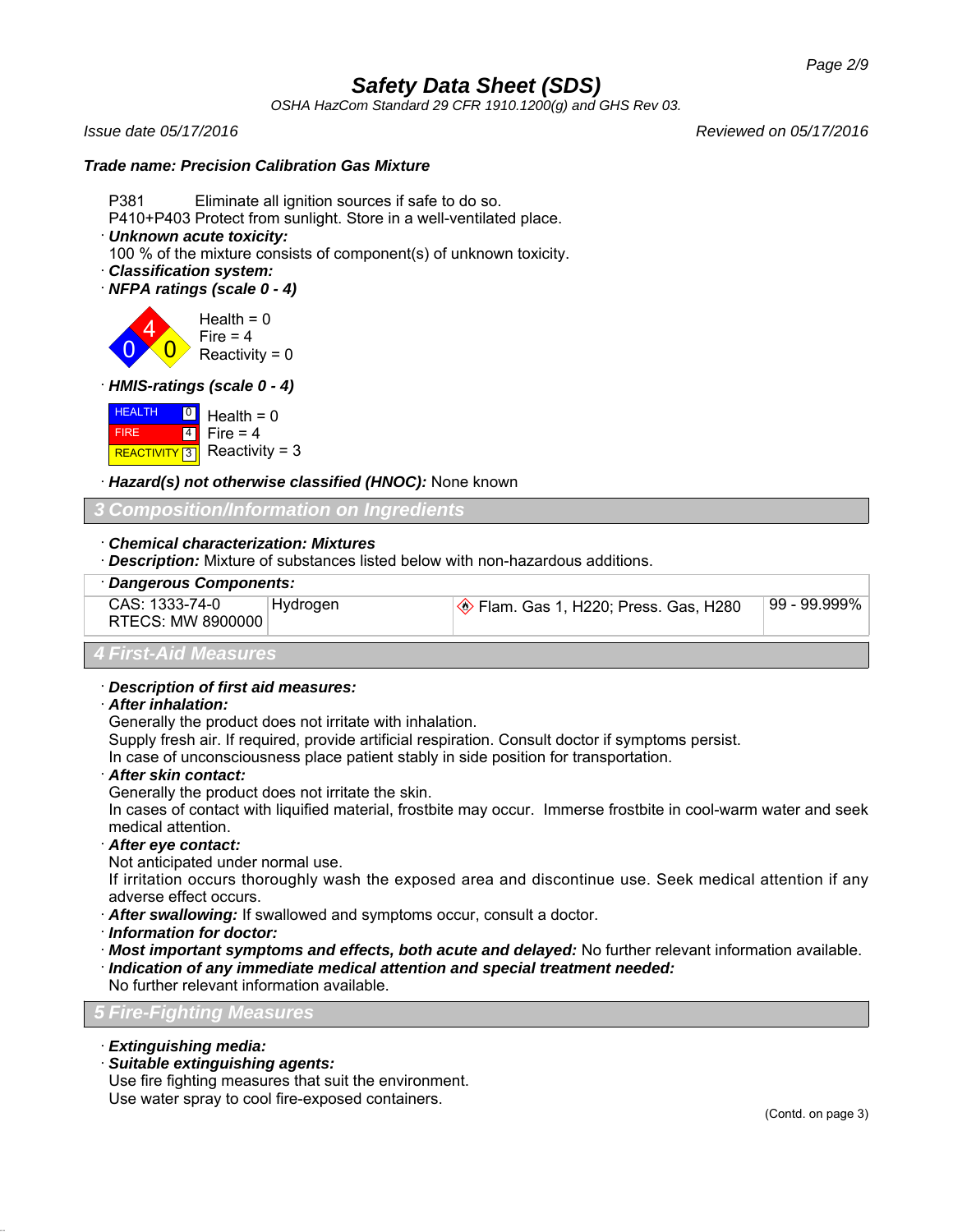**Safety Data Sheet (SDS)**

*OSHA HazCom Standard 29 CFR 1910.1200(g) and GHS Rev 03.*

*Issue date 05/17/2016* *Reviewed on 05/17/2016*

***Trade name: Precision Calibration Gas Mixture***

P381 Eliminate all ignition sources if safe to do so.
P410+P403 Protect from sunlight. Store in a well-ventilated place.

· ***Unknown acute toxicity:***
100 % of the mixture consists of component(s) of unknown toxicity.

· ***Classification system:***

· ***NFPA ratings (scale 0 - 4)***

Health = 0
Fire = 4
Reactivity = 0

· ***HMIS-ratings (scale 0 - 4)***

| | | |
|---|---|---|
| HEALTH | 0 | Health = 0 |
| FIRE | 4 | Fire = 4 |
| REACTIVITY | 3 | Reactivity = 3 |

· ***Hazard(s) not otherwise classified (HNOC):*** None known

## 3 Composition/Information on Ingredients

· ***Chemical characterization: Mixtures***

· ***Description:*** Mixture of substances listed below with non-hazardous additions.

| · ***Dangerous Components:*** | | | |
|---|---|---|---|
| CAS: 1333-74-0<br>RTECS: MW 8900000 | Hydrogen | Flam. Gas 1, H220; Press. Gas, H280 | 99 - 99.999% |

## 4 First-Aid Measures

· ***Description of first aid measures:***

· ***After inhalation:***
Generally the product does not irritate with inhalation.
Supply fresh air. If required, provide artificial respiration. Consult doctor if symptoms persist.
In case of unconsciousness place patient stably in side position for transportation.

· ***After skin contact:***
Generally the product does not irritate the skin.
In cases of contact with liquified material, frostbite may occur. Immerse frostbite in cool-warm water and seek medical attention.

· ***After eye contact:***
Not anticipated under normal use.
If irritation occurs thoroughly wash the exposed area and discontinue use. Seek medical attention if any adverse effect occurs.

· ***After swallowing:*** If swallowed and symptoms occur, consult a doctor.

· ***Information for doctor:***

· ***Most important symptoms and effects, both acute and delayed:*** No further relevant information available.

· ***Indication of any immediate medical attention and special treatment needed:***
No further relevant information available.

## 5 Fire-Fighting Measures

· ***Extinguishing media:***

· ***Suitable extinguishing agents:***
Use fire fighting measures that suit the environment.
Use water spray to cool fire-exposed containers.

(Contd. on page 3)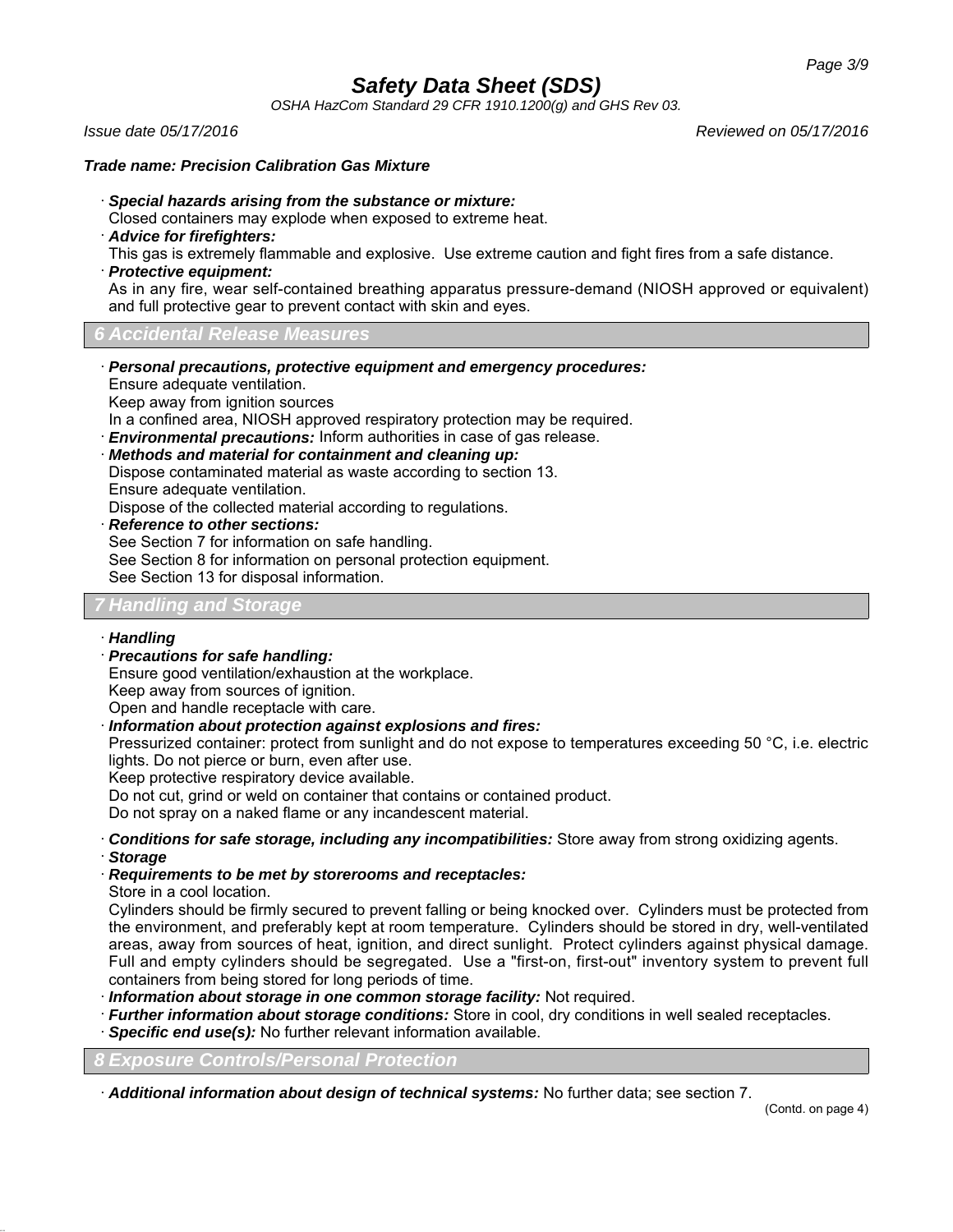Trade name: Precision Calibration Gas Mixture

· ***Special hazards arising from the substance or mixture:***
Closed containers may explode when exposed to extreme heat.
· ***Advice for firefighters:***
This gas is extremely flammable and explosive. Use extreme caution and fight fires from a safe distance.
· ***Protective equipment:***
As in any fire, wear self-contained breathing apparatus pressure-demand (NIOSH approved or equivalent) and full protective gear to prevent contact with skin and eyes.

## 6 Accidental Release Measures

· ***Personal precautions, protective equipment and emergency procedures:***
Ensure adequate ventilation.
Keep away from ignition sources
In a confined area, NIOSH approved respiratory protection may be required.
· ***Environmental precautions:*** Inform authorities in case of gas release.
· ***Methods and material for containment and cleaning up:***
Dispose contaminated material as waste according to section 13.
Ensure adequate ventilation.
Dispose of the collected material according to regulations.
· ***Reference to other sections:***
See Section 7 for information on safe handling.
See Section 8 for information on personal protection equipment.
See Section 13 for disposal information.

## 7 Handling and Storage

· ***Handling***
· ***Precautions for safe handling:***
Ensure good ventilation/exhaustion at the workplace.
Keep away from sources of ignition.
Open and handle receptacle with care.
· ***Information about protection against explosions and fires:***
Pressurized container: protect from sunlight and do not expose to temperatures exceeding 50 °C, i.e. electric lights. Do not pierce or burn, even after use.
Keep protective respiratory device available.
Do not cut, grind or weld on container that contains or contained product.
Do not spray on a naked flame or any incandescent material.

· ***Conditions for safe storage, including any incompatibilities:*** Store away from strong oxidizing agents.
· ***Storage***
· ***Requirements to be met by storerooms and receptacles:***
Store in a cool location.
Cylinders should be firmly secured to prevent falling or being knocked over. Cylinders must be protected from the environment, and preferably kept at room temperature. Cylinders should be stored in dry, well-ventilated areas, away from sources of heat, ignition, and direct sunlight. Protect cylinders against physical damage. Full and empty cylinders should be segregated. Use a "first-on, first-out" inventory system to prevent full containers from being stored for long periods of time.
· ***Information about storage in one common storage facility:*** Not required.
· ***Further information about storage conditions:*** Store in cool, dry conditions in well sealed receptacles.
· ***Specific end use(s):*** No further relevant information available.

## 8 Exposure Controls/Personal Protection

· ***Additional information about design of technical systems:*** No further data; see section 7.

(Contd. on page 4)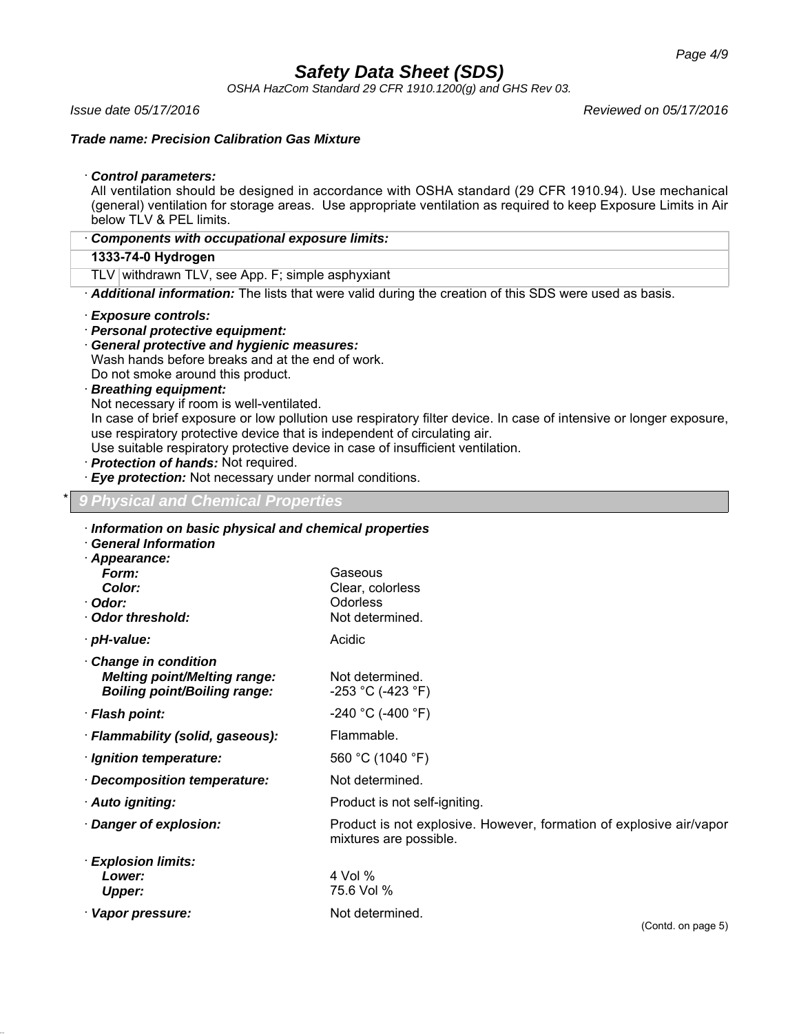# Safety Data Sheet (SDS)

*OSHA HazCom Standard 29 CFR 1910.1200(g) and GHS Rev 03.*

*Issue date 05/17/2016* *Reviewed on 05/17/2016*

***Trade name: Precision Calibration Gas Mixture***

· ***Control parameters:***
All ventilation should be designed in accordance with OSHA standard (29 CFR 1910.94). Use mechanical (general) ventilation for storage areas. Use appropriate ventilation as required to keep Exposure Limits in Air below TLV & PEL limits.

| · ***Components with occupational exposure limits:*** | |
|---|---|
| **1333-74-0 Hydrogen** | |
| TLV | withdrawn TLV, see App. F; simple asphyxiant |

· ***Additional information:*** The lists that were valid during the creation of this SDS were used as basis.

· ***Exposure controls:***
· ***Personal protective equipment:***
· ***General protective and hygienic measures:***
Wash hands before breaks and at the end of work.
Do not smoke around this product.
· ***Breathing equipment:***
Not necessary if room is well-ventilated.
In case of brief exposure or low pollution use respiratory filter device. In case of intensive or longer exposure, use respiratory protective device that is independent of circulating air.
Use suitable respiratory protective device in case of insufficient ventilation.
· ***Protection of hands:*** Not required.
· ***Eye protection:*** Not necessary under normal conditions.

## * 9 Physical and Chemical Properties

· ***Information on basic physical and chemical properties***
· ***General Information***

| | |
|---|---|
| · ***Appearance:*** | |
| ***Form:*** | Gaseous |
| ***Color:*** | Clear, colorless |
| · ***Odor:*** | Odorless |
| · ***Odor threshold:*** | Not determined. |
| · ***pH-value:*** | Acidic |
| · ***Change in condition*** | |
| ***Melting point/Melting range:*** | Not determined. |
| ***Boiling point/Boiling range:*** | -253 °C (-423 °F) |
| · ***Flash point:*** | -240 °C (-400 °F) |
| · ***Flammability (solid, gaseous):*** | Flammable. |
| · ***Ignition temperature:*** | 560 °C (1040 °F) |
| · ***Decomposition temperature:*** | Not determined. |
| · ***Auto igniting:*** | Product is not self-igniting. |
| · ***Danger of explosion:*** | Product is not explosive. However, formation of explosive air/vapor mixtures are possible. |
| · ***Explosion limits:*** | |
| ***Lower:*** | 4 Vol % |
| ***Upper:*** | 75.6 Vol % |
| · ***Vapor pressure:*** | Not determined. |

(Contd. on page 5)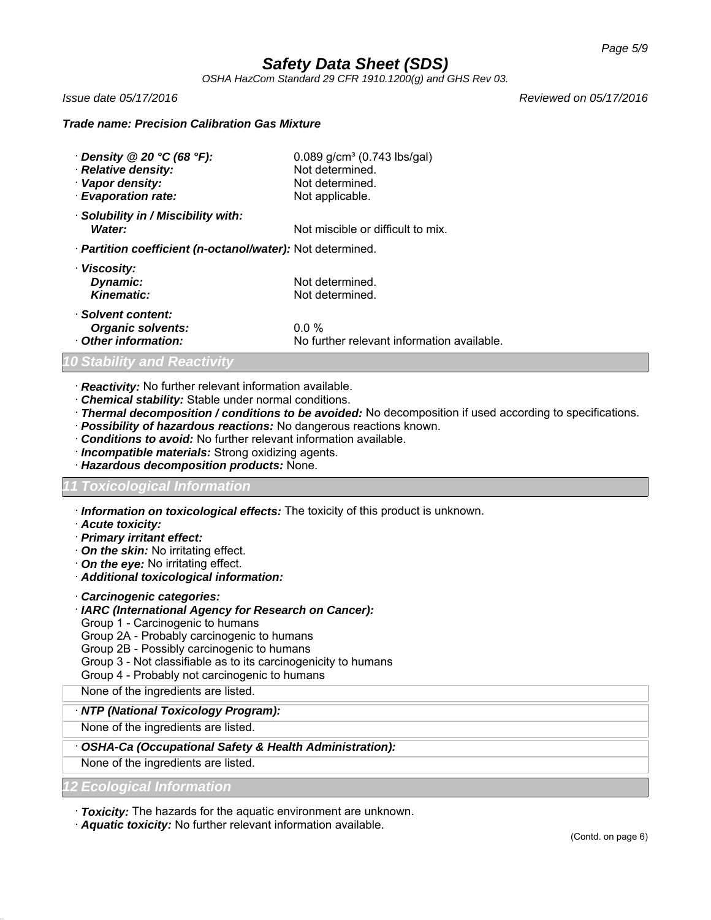## Safety Data Sheet (SDS)

*OSHA HazCom Standard 29 CFR 1910.1200(g) and GHS Rev 03.*

*Issue date 05/17/2016* *Reviewed on 05/17/2016*

***Trade name: Precision Calibration Gas Mixture***

- ***Density @ 20 °C (68 °F):*** 0.089 g/cm³ (0.743 lbs/gal)
- ***Relative density:*** Not determined.
- ***Vapor density:*** Not determined.
- ***Evaporation rate:*** Not applicable.
- ***Solubility in / Miscibility with:***
  - ***Water:*** Not miscible or difficult to mix.
- ***Partition coefficient (n-octanol/water):*** Not determined.
- ***Viscosity:***
  - ***Dynamic:*** Not determined.
  - ***Kinematic:*** Not determined.
- ***Solvent content:***
  - ***Organic solvents:*** 0.0 %
- ***Other information:*** No further relevant information available.

## 10 Stability and Reactivity

- ***Reactivity:*** No further relevant information available.
- ***Chemical stability:*** Stable under normal conditions.
- ***Thermal decomposition / conditions to be avoided:*** No decomposition if used according to specifications.
- ***Possibility of hazardous reactions:*** No dangerous reactions known.
- ***Conditions to avoid:*** No further relevant information available.
- ***Incompatible materials:*** Strong oxidizing agents.
- ***Hazardous decomposition products:*** None.

## 11 Toxicological Information

- ***Information on toxicological effects:*** The toxicity of this product is unknown.
- ***Acute toxicity:***
- ***Primary irritant effect:***
- ***On the skin:*** No irritating effect.
- ***On the eye:*** No irritating effect.
- ***Additional toxicological information:***
- ***Carcinogenic categories:***
- ***IARC (International Agency for Research on Cancer):***

Group 1 - Carcinogenic to humans
Group 2A - Probably carcinogenic to humans
Group 2B - Possibly carcinogenic to humans
Group 3 - Not classifiable as to its carcinogenicity to humans
Group 4 - Probably not carcinogenic to humans

None of the ingredients are listed.

- ***NTP (National Toxicology Program):***

None of the ingredients are listed.

- ***OSHA-Ca (Occupational Safety & Health Administration):***

None of the ingredients are listed.

## 12 Ecological Information

- ***Toxicity:*** The hazards for the aquatic environment are unknown.
- ***Aquatic toxicity:*** No further relevant information available.

(Contd. on page 6)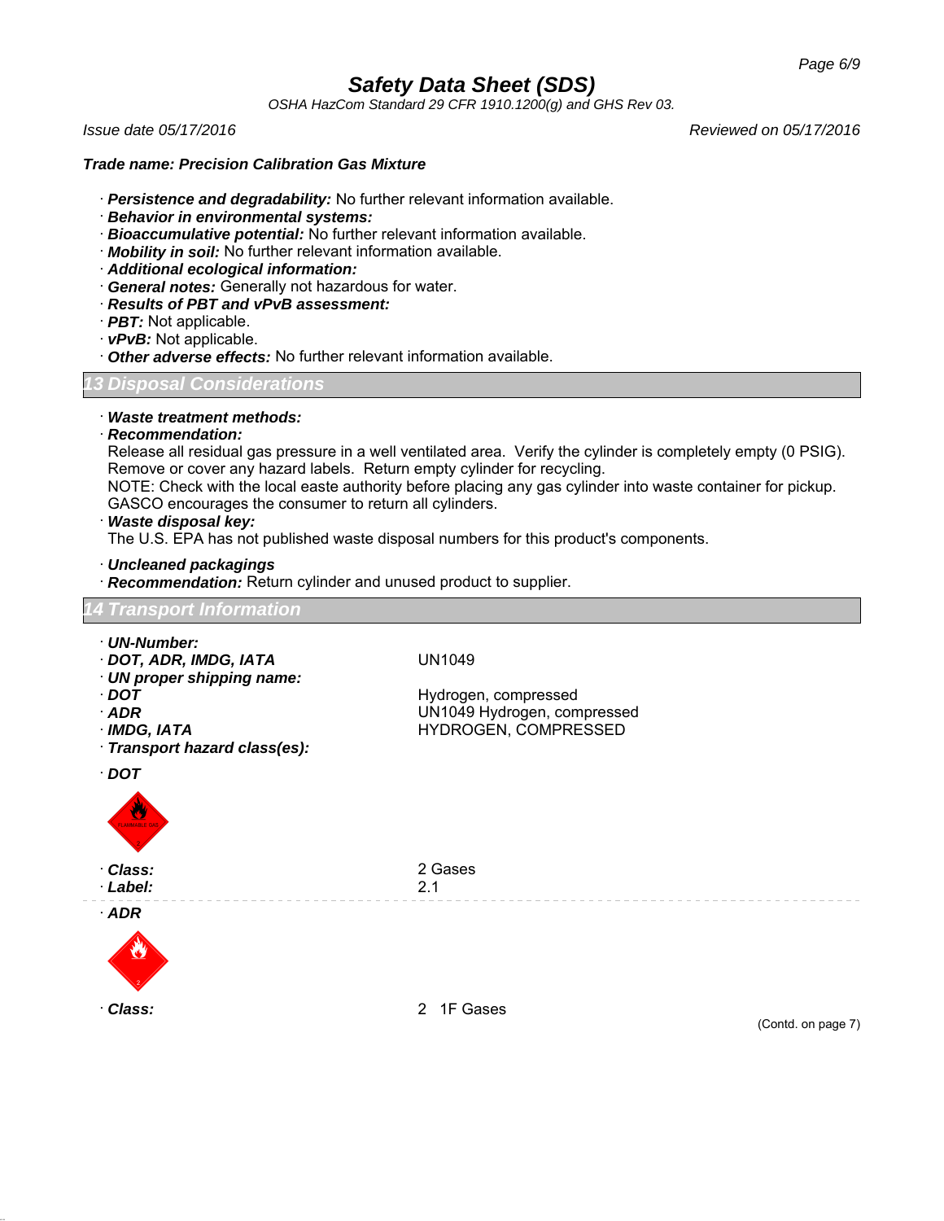# Safety Data Sheet (SDS)

*OSHA HazCom Standard 29 CFR 1910.1200(g) and GHS Rev 03.*

*Issue date 05/17/2016* *Reviewed on 05/17/2016*

***Trade name: Precision Calibration Gas Mixture***

· ***Persistence and degradability:*** No further relevant information available.
· ***Behavior in environmental systems:***
· ***Bioaccumulative potential:*** No further relevant information available.
· ***Mobility in soil:*** No further relevant information available.
· ***Additional ecological information:***
· ***General notes:*** Generally not hazardous for water.
· ***Results of PBT and vPvB assessment:***
· ***PBT:*** Not applicable.
· ***vPvB:*** Not applicable.
· ***Other adverse effects:*** No further relevant information available.

## 13 Disposal Considerations

· ***Waste treatment methods:***
· ***Recommendation:***
Release all residual gas pressure in a well ventilated area. Verify the cylinder is completely empty (0 PSIG). Remove or cover any hazard labels. Return empty cylinder for recycling.
NOTE: Check with the local easte authority before placing any gas cylinder into waste container for pickup. GASCO encourages the consumer to return all cylinders.
· ***Waste disposal key:***
The U.S. EPA has not published waste disposal numbers for this product's components.

· ***Uncleaned packagings***
· ***Recommendation:*** Return cylinder and unused product to supplier.

## 14 Transport Information

· ***UN-Number:***
· ***DOT, ADR, IMDG, IATA*** UN1049
· ***UN proper shipping name:***
· ***DOT*** Hydrogen, compressed
· ***ADR*** UN1049 Hydrogen, compressed
· ***IMDG, IATA*** HYDROGEN, COMPRESSED
· ***Transport hazard class(es):***

· ***DOT***

· ***Class:*** 2 Gases
· ***Label:*** 2.1

· ***ADR***

· ***Class:*** 2 1F Gases

(Contd. on page 7)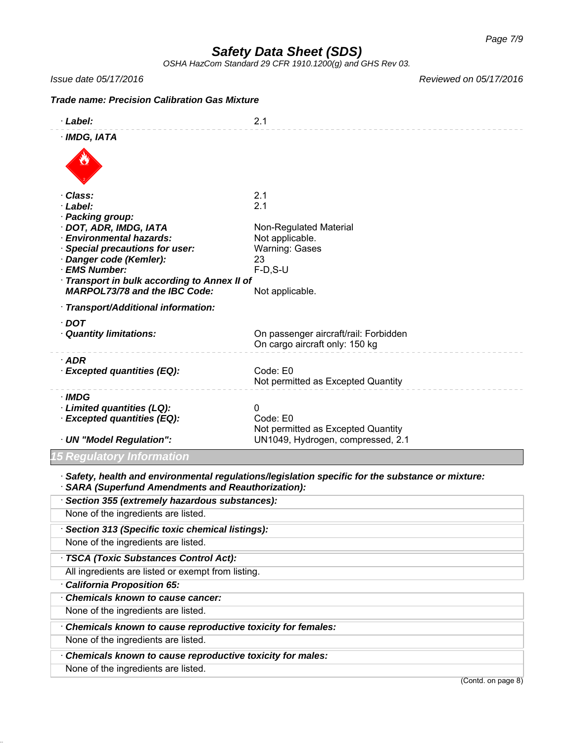*Trade name: Precision Calibration Gas Mixture*

| | |
|---|---|
| · **Label:** | 2.1 |

· **IMDG, IATA**

| | |
|---|---|
| · **Class:** | 2.1 |
| · **Label:** | 2.1 |
| · **Packing group:** | |
| · **DOT, ADR, IMDG, IATA** | Non-Regulated Material |
| · **Environmental hazards:** | Not applicable. |
| · **Special precautions for user:** | Warning: Gases |
| · **Danger code (Kemler):** | 23 |
| · **EMS Number:** | F-D,S-U |
| · **Transport in bulk according to Annex II of MARPOL73/78 and the IBC Code:** | Not applicable. |

· **Transport/Additional information:**

| | |
|---|---|
| · **DOT** | |
| · **Quantity limitations:** | On passenger aircraft/rail: Forbidden<br>On cargo aircraft only: 150 kg |

| | |
|---|---|
| · **ADR** | |
| · **Excepted quantities (EQ):** | Code: E0<br>Not permitted as Excepted Quantity |

| | |
|---|---|
| · **IMDG** | |
| · **Limited quantities (LQ):** | 0 |
| · **Excepted quantities (EQ):** | Code: E0<br>Not permitted as Excepted Quantity |
| · **UN "Model Regulation":** | UN1049, Hydrogen, compressed, 2.1 |

## 15 Regulatory Information

· ***Safety, health and environmental regulations/legislation specific for the substance or mixture:***
· ***SARA (Superfund Amendments and Reauthorization):***

· ***Section 355 (extremely hazardous substances):***
None of the ingredients are listed.

· ***Section 313 (Specific toxic chemical listings):***
None of the ingredients are listed.

· ***TSCA (Toxic Substances Control Act):***
All ingredients are listed or exempt from listing.

· ***California Proposition 65:***

· ***Chemicals known to cause cancer:***
None of the ingredients are listed.

· ***Chemicals known to cause reproductive toxicity for females:***
None of the ingredients are listed.

· ***Chemicals known to cause reproductive toxicity for males:***
None of the ingredients are listed.

(Contd. on page 8)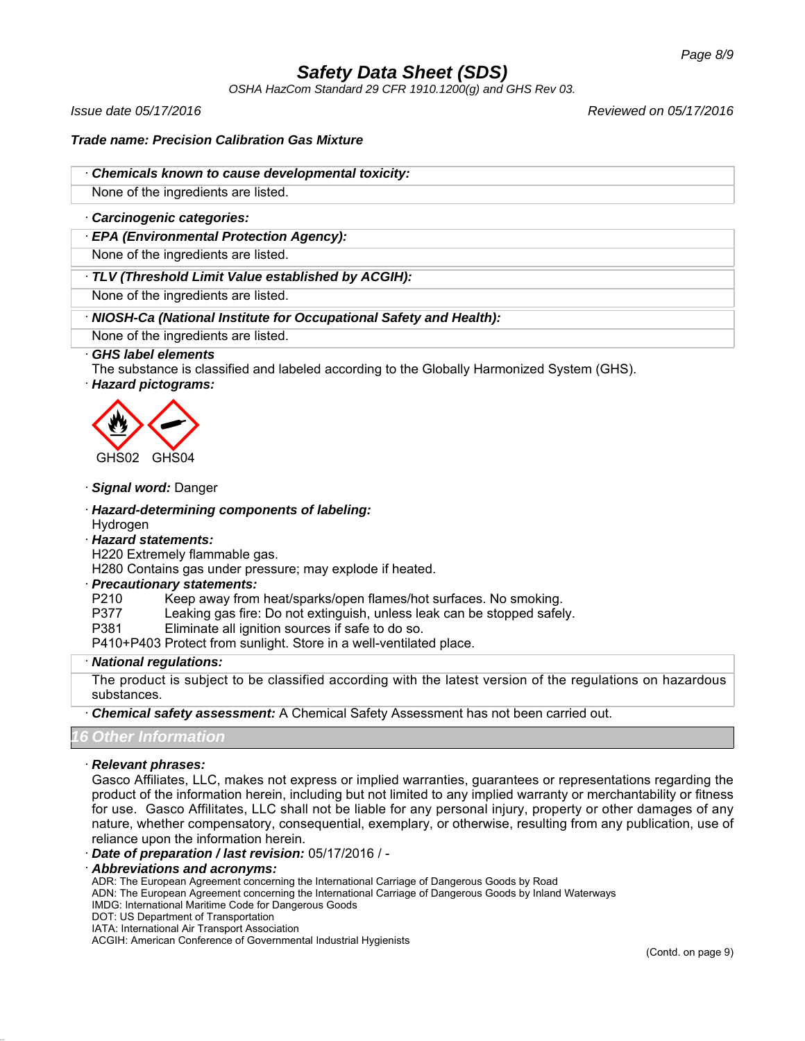### Safety Data Sheet (SDS)

OSHA HazCom Standard 29 CFR 1910.1200(g) and GHS Rev 03.

*Issue date 05/17/2016* *Reviewed on 05/17/2016*

**Trade name: Precision Calibration Gas Mixture**

· ***Chemicals known to cause developmental toxicity:***

None of the ingredients are listed.

· ***Carcinogenic categories:***

· ***EPA (Environmental Protection Agency):***

None of the ingredients are listed.

· ***TLV (Threshold Limit Value established by ACGIH):***

None of the ingredients are listed.

· ***NIOSH-Ca (National Institute for Occupational Safety and Health):***

None of the ingredients are listed.

· ***GHS label elements***

The substance is classified and labeled according to the Globally Harmonized System (GHS).

· ***Hazard pictograms:***

GHS02 GHS04

· ***Signal word:*** Danger

· ***Hazard-determining components of labeling:***

Hydrogen

· ***Hazard statements:***

H220 Extremely flammable gas.

H280 Contains gas under pressure; may explode if heated.

· ***Precautionary statements:***

P210 Keep away from heat/sparks/open flames/hot surfaces. No smoking.

P377 Leaking gas fire: Do not extinguish, unless leak can be stopped safely.

P381 Eliminate all ignition sources if safe to do so.

P410+P403 Protect from sunlight. Store in a well-ventilated place.

· ***National regulations:***

The product is subject to be classified according with the latest version of the regulations on hazardous substances.

· ***Chemical safety assessment:*** A Chemical Safety Assessment has not been carried out.

## 16 Other Information

· ***Relevant phrases:***

Gasco Affiliates, LLC, makes not express or implied warranties, guarantees or representations regarding the product of the information herein, including but not limited to any implied warranty or merchantability or fitness for use. Gasco Affilitates, LLC shall not be liable for any personal injury, property or other damages of any nature, whether compensatory, consequential, exemplary, or otherwise, resulting from any publication, use of reliance upon the information herein.

· ***Date of preparation / last revision:*** 05/17/2016 / -

· ***Abbreviations and acronyms:***

ADR: The European Agreement concerning the International Carriage of Dangerous Goods by Road
ADN: The European Agreement concerning the International Carriage of Dangerous Goods by Inland Waterways
IMDG: International Maritime Code for Dangerous Goods
DOT: US Department of Transportation
IATA: International Air Transport Association
ACGIH: American Conference of Governmental Industrial Hygienists

(Contd. on page 9)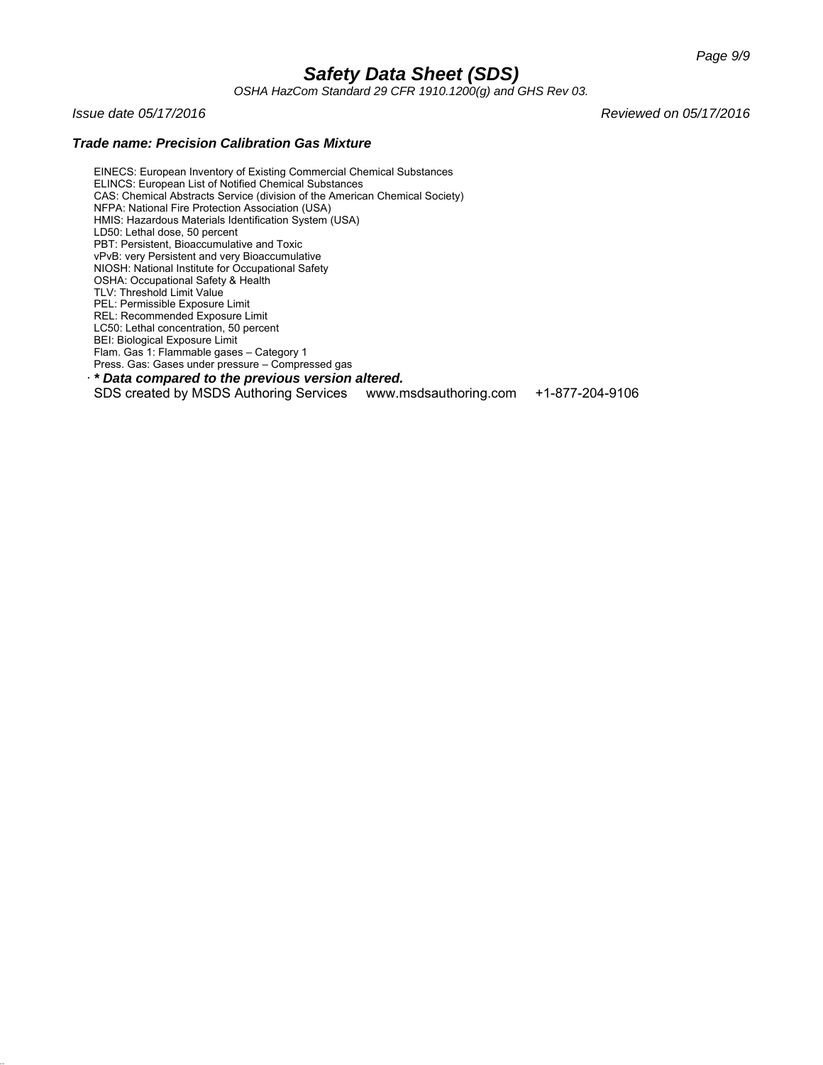EINECS: European Inventory of Existing Commercial Chemical Substances
ELINCS: European List of Notified Chemical Substances
CAS: Chemical Abstracts Service (division of the American Chemical Society)
NFPA: National Fire Protection Association (USA)
HMIS: Hazardous Materials Identification System (USA)
LD50: Lethal dose, 50 percent
PBT: Persistent, Bioaccumulative and Toxic
vPvB: very Persistent and very Bioaccumulative
NIOSH: National Institute for Occupational Safety
OSHA: Occupational Safety & Health
TLV: Threshold Limit Value
PEL: Permissible Exposure Limit
REL: Recommended Exposure Limit
LC50: Lethal concentration, 50 percent
BEI: Biological Exposure Limit
Flam. Gas 1: Flammable gases – Category 1
Press. Gas: Gases under pressure – Compressed gas

· ***\* Data compared to the previous version altered.***

SDS created by MSDS Authoring Services www.msdsauthoring.com +1-877-204-9106